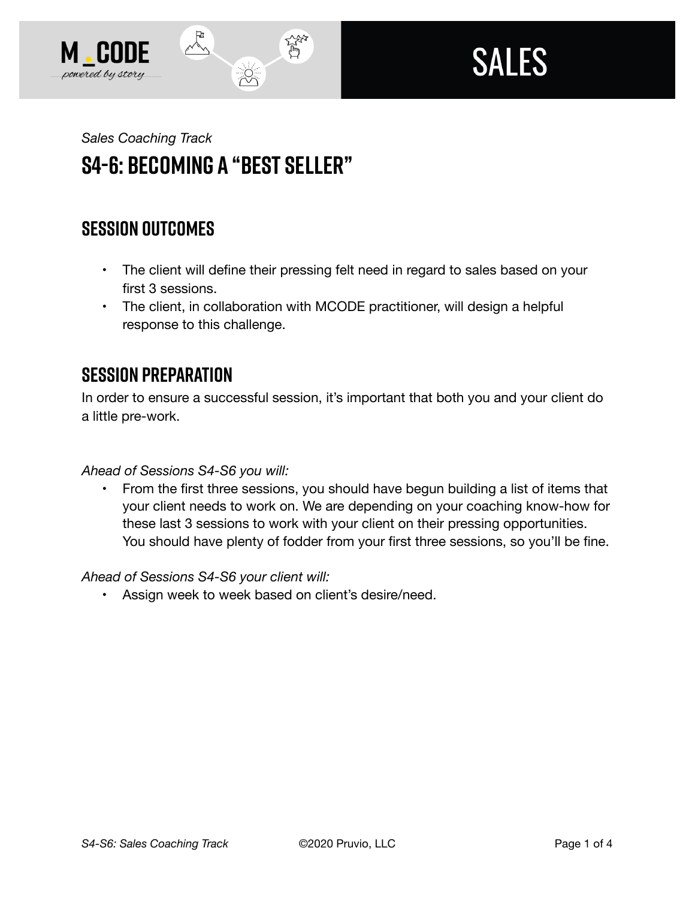*Sales Coaching Track*

# S4-6: Becoming a "Best Seller"

## Session Outcomes

- The client will define their pressing felt need in regard to sales based on your first 3 sessions.
- The client, in collaboration with MCODE practitioner, will design a helpful response to this challenge.

## Session Preparation

In order to ensure a successful session, it's important that both you and your client do a little pre-work.

*Ahead of Sessions S4-S6 you will:*

- From the first three sessions, you should have begun building a list of items that your client needs to work on. We are depending on your coaching know-how for these last 3 sessions to work with your client on their pressing opportunities. You should have plenty of fodder from your first three sessions, so you'll be fine.

*Ahead of Sessions S4-S6 your client will:*

- Assign week to week based on client's desire/need.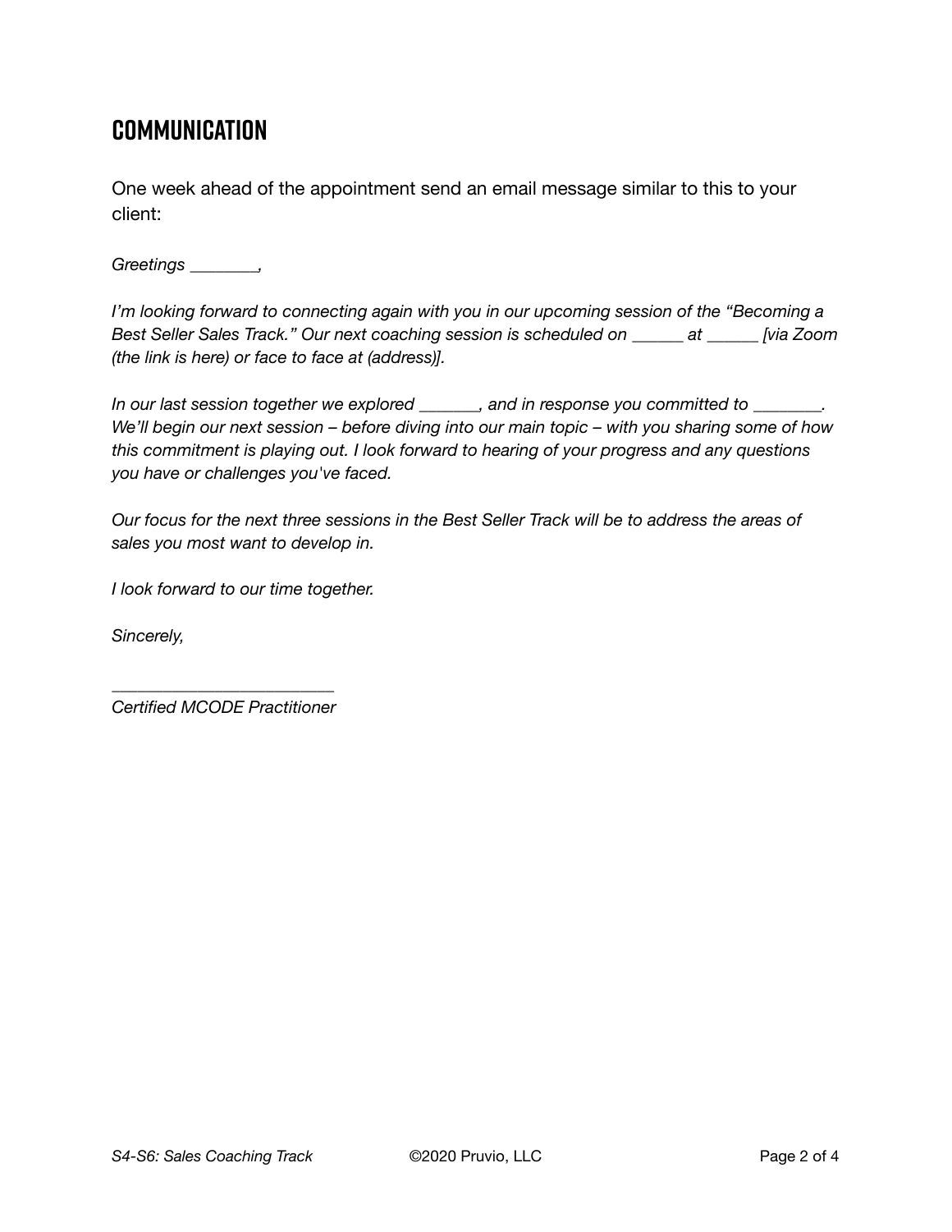## COMMUNICATION

One week ahead of the appointment send an email message similar to this to your client:

*Greetings ________,*

*I'm looking forward to connecting again with you in our upcoming session of the "Becoming a Best Seller Sales Track." Our next coaching session is scheduled on ______ at ______ [via Zoom (the link is here) or face to face at (address)].*

*In our last session together we explored _______, and in response you committed to ________. We'll begin our next session – before diving into our main topic – with you sharing some of how this commitment is playing out. I look forward to hearing of your progress and any questions you have or challenges you've faced.*

*Our focus for the next three sessions in the Best Seller Track will be to address the areas of sales you most want to develop in.*

*I look forward to our time together.*

*Sincerely,*

_________________________
*Certified MCODE Practitioner*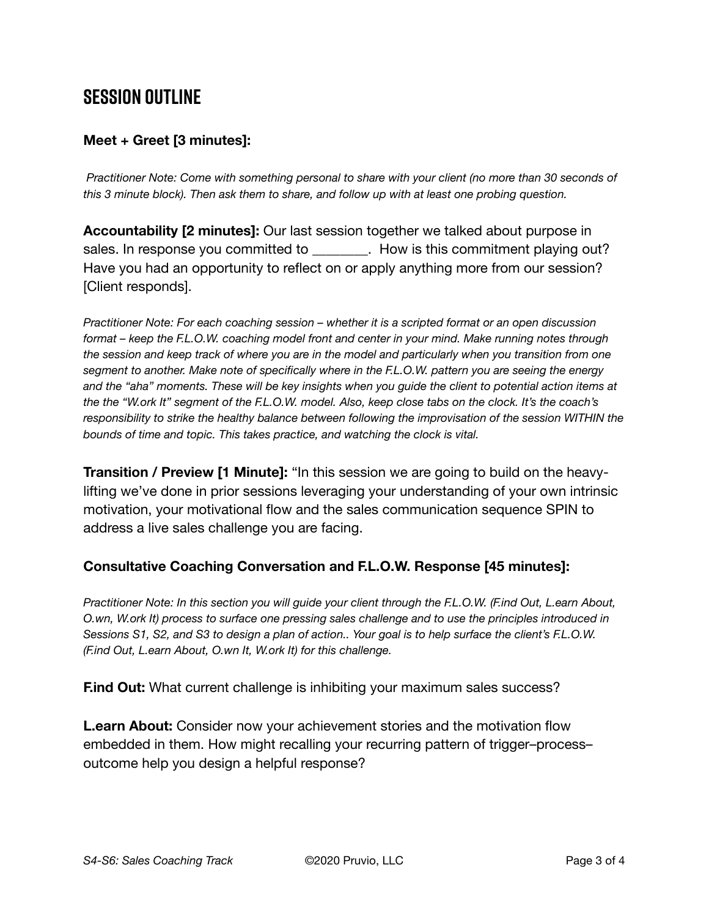# SESSION OUTLINE

**Meet + Greet [3 minutes]:**

*Practitioner Note: Come with something personal to share with your client (no more than 30 seconds of this 3 minute block). Then ask them to share, and follow up with at least one probing question.*

**Accountability [2 minutes]:** Our last session together we talked about purpose in sales. In response you committed to ________. How is this commitment playing out? Have you had an opportunity to reflect on or apply anything more from our session? [Client responds].

*Practitioner Note: For each coaching session – whether it is a scripted format or an open discussion format – keep the F.L.O.W. coaching model front and center in your mind. Make running notes through the session and keep track of where you are in the model and particularly when you transition from one segment to another. Make note of specifically where in the F.L.O.W. pattern you are seeing the energy and the "aha" moments. These will be key insights when you guide the client to potential action items at the the "W.ork It" segment of the F.L.O.W. model. Also, keep close tabs on the clock. It's the coach's responsibility to strike the healthy balance between following the improvisation of the session WITHIN the bounds of time and topic. This takes practice, and watching the clock is vital.*

**Transition / Preview [1 Minute]:** "In this session we are going to build on the heavy-lifting we've done in prior sessions leveraging your understanding of your own intrinsic motivation, your motivational flow and the sales communication sequence SPIN to address a live sales challenge you are facing.

**Consultative Coaching Conversation and F.L.O.W. Response [45 minutes]:**

*Practitioner Note: In this section you will guide your client through the F.L.O.W. (F.ind Out, L.earn About, O.wn, W.ork It) process to surface one pressing sales challenge and to use the principles introduced in Sessions S1, S2, and S3 to design a plan of action.. Your goal is to help surface the client's F.L.O.W. (F.ind Out, L.earn About, O.wn It, W.ork It) for this challenge.*

**F.ind Out:** What current challenge is inhibiting your maximum sales success?

**L.earn About:** Consider now your achievement stories and the motivation flow embedded in them. How might recalling your recurring pattern of trigger–process–outcome help you design a helpful response?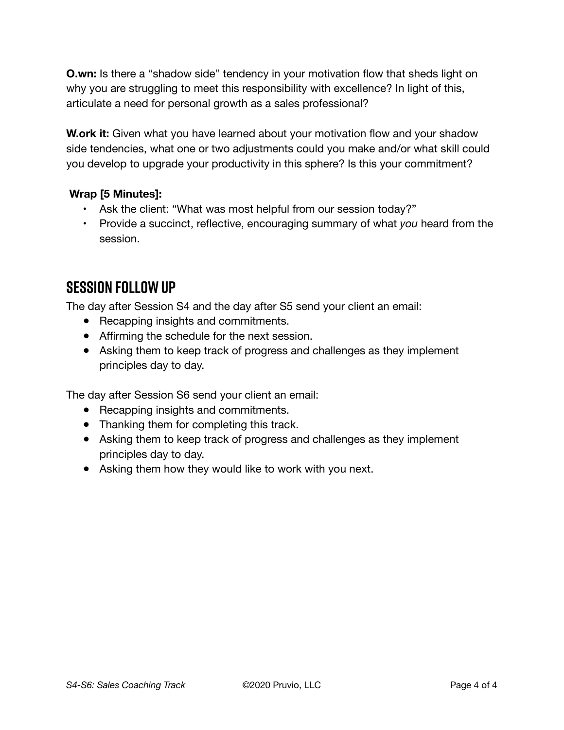**O.wn:** Is there a "shadow side" tendency in your motivation flow that sheds light on why you are struggling to meet this responsibility with excellence? In light of this, articulate a need for personal growth as a sales professional?

**W.ork it:** Given what you have learned about your motivation flow and your shadow side tendencies, what one or two adjustments could you make and/or what skill could you develop to upgrade your productivity in this sphere? Is this your commitment?

**Wrap [5 Minutes]:**

- Ask the client: "What was most helpful from our session today?"
- Provide a succinct, reflective, encouraging summary of what *you* heard from the session.

## SESSION FOLLOW UP

The day after Session S4 and the day after S5 send your client an email:

- Recapping insights and commitments.
- Affirming the schedule for the next session.
- Asking them to keep track of progress and challenges as they implement principles day to day.

The day after Session S6 send your client an email:

- Recapping insights and commitments.
- Thanking them for completing this track.
- Asking them to keep track of progress and challenges as they implement principles day to day.
- Asking them how they would like to work with you next.